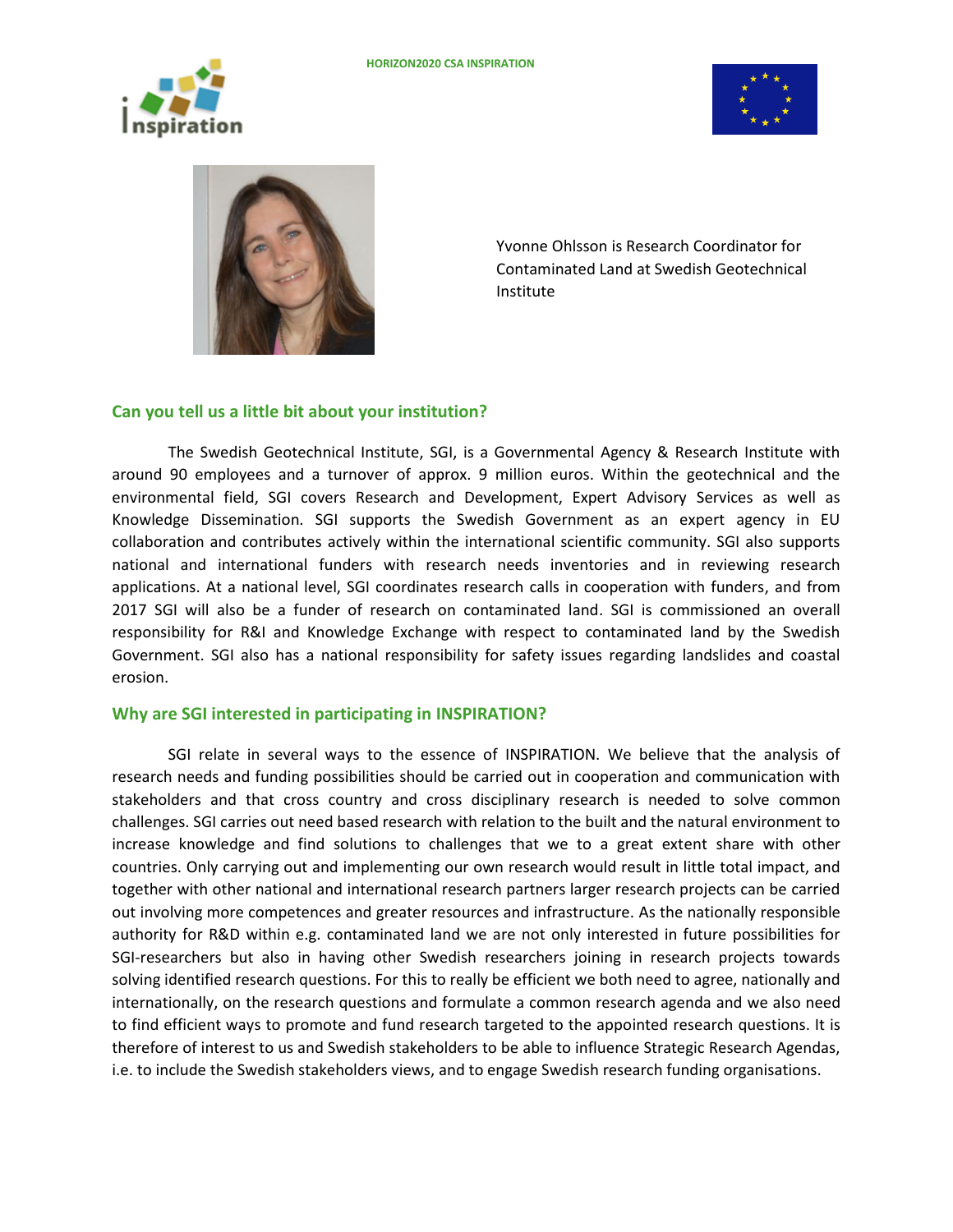Yvonne Ohlsson is Research Coordinator for Contaminated Land at Swedish Geotechnical Institute

## Can you tell us a little bit about your institution?

The Swedish Geotechnical Institute, SGI, is a Governmental Agency & Research Institute with around 90 employees and a turnover of approx. 9 million euros. Within the geotechnical and the environmental field, SGI covers Research and Development, Expert Advisory Services as well as Knowledge Dissemination. SGI supports the Swedish Government as an expert agency in EU collaboration and contributes actively within the international scientific community. SGI also supports national and international funders with research needs inventories and in reviewing research applications. At a national level, SGI coordinates research calls in cooperation with funders, and from 2017 SGI will also be a funder of research on contaminated land. SGI is commissioned an overall responsibility for R&I and Knowledge Exchange with respect to contaminated land by the Swedish Government. SGI also has a national responsibility for safety issues regarding landslides and coastal erosion.

## Why are SGI interested in participating in INSPIRATION?

SGI relate in several ways to the essence of INSPIRATION. We believe that the analysis of research needs and funding possibilities should be carried out in cooperation and communication with stakeholders and that cross country and cross disciplinary research is needed to solve common challenges. SGI carries out need based research with relation to the built and the natural environment to increase knowledge and find solutions to challenges that we to a great extent share with other countries. Only carrying out and implementing our own research would result in little total impact, and together with other national and international research partners larger research projects can be carried out involving more competences and greater resources and infrastructure. As the nationally responsible authority for R&D within e.g. contaminated land we are not only interested in future possibilities for SGI-researchers but also in having other Swedish researchers joining in research projects towards solving identified research questions. For this to really be efficient we both need to agree, nationally and internationally, on the research questions and formulate a common research agenda and we also need to find efficient ways to promote and fund research targeted to the appointed research questions. It is therefore of interest to us and Swedish stakeholders to be able to influence Strategic Research Agendas, i.e. to include the Swedish stakeholders views, and to engage Swedish research funding organisations.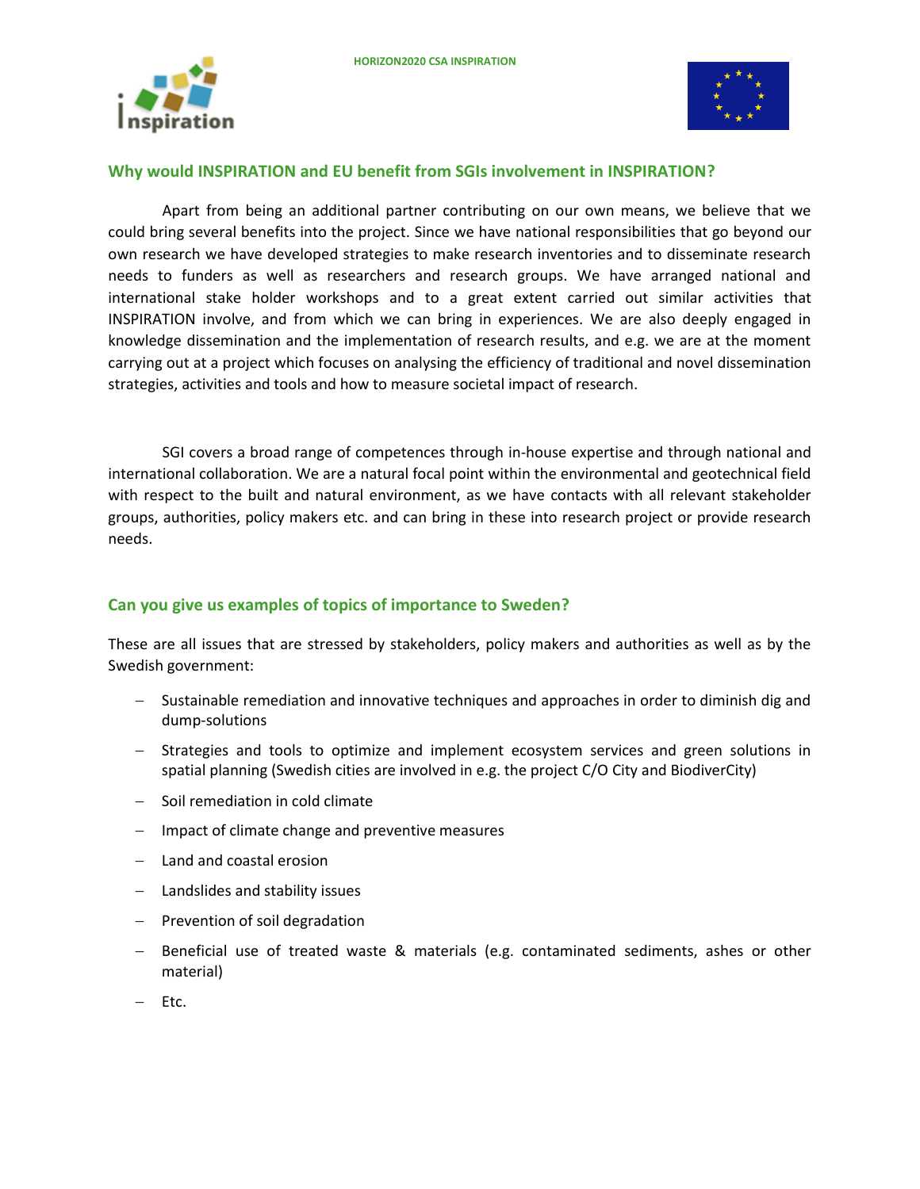## Why would INSPIRATION and EU benefit from SGIs involvement in INSPIRATION?

Apart from being an additional partner contributing on our own means, we believe that we could bring several benefits into the project. Since we have national responsibilities that go beyond our own research we have developed strategies to make research inventories and to disseminate research needs to funders as well as researchers and research groups. We have arranged national and international stake holder workshops and to a great extent carried out similar activities that INSPIRATION involve, and from which we can bring in experiences. We are also deeply engaged in knowledge dissemination and the implementation of research results, and e.g. we are at the moment carrying out at a project which focuses on analysing the efficiency of traditional and novel dissemination strategies, activities and tools and how to measure societal impact of research.

SGI covers a broad range of competences through in-house expertise and through national and international collaboration. We are a natural focal point within the environmental and geotechnical field with respect to the built and natural environment, as we have contacts with all relevant stakeholder groups, authorities, policy makers etc. and can bring in these into research project or provide research needs.

## Can you give us examples of topics of importance to Sweden?

These are all issues that are stressed by stakeholders, policy makers and authorities as well as by the Swedish government:

- Sustainable remediation and innovative techniques and approaches in order to diminish dig and dump-solutions
- Strategies and tools to optimize and implement ecosystem services and green solutions in spatial planning (Swedish cities are involved in e.g. the project C/O City and BiodiverCity)
- Soil remediation in cold climate
- Impact of climate change and preventive measures
- Land and coastal erosion
- Landslides and stability issues
- Prevention of soil degradation
- Beneficial use of treated waste & materials (e.g. contaminated sediments, ashes or other material)
- Etc.